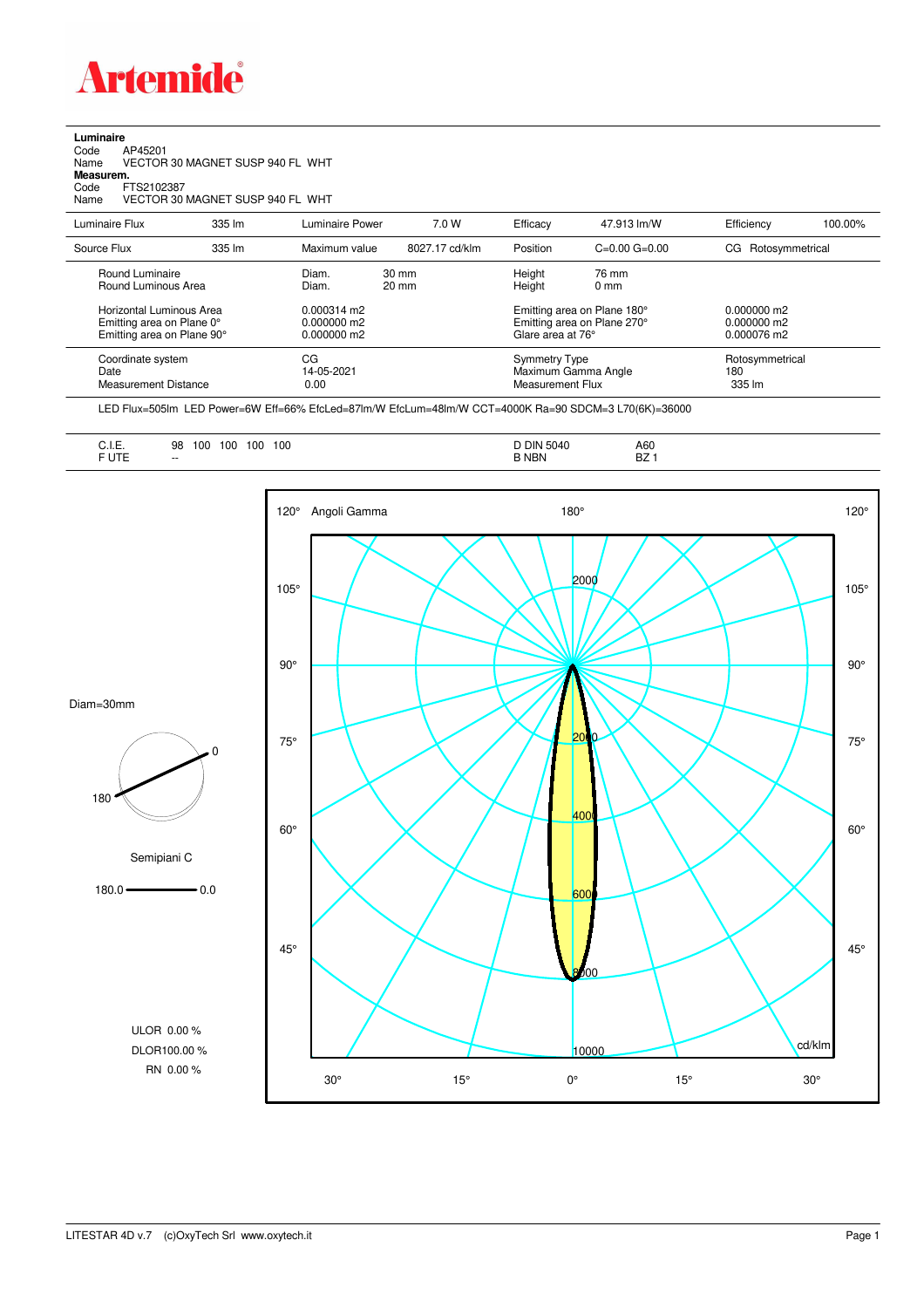# Artemide

**Luminaire**
Code AP45201
Name VECTOR 30 MAGNET SUSP 940 FL WHT
**Measurem.**
Code FTS2102387
Name VECTOR 30 MAGNET SUSP 940 FL WHT

| Luminaire Flux | 335 lm | Luminaire Power | 7.0 W | Efficacy | 47.913 lm/W | Efficiency | 100.00% |
|---|---|---|---|---|---|---|---|
| Source Flux | 335 lm | Maximum value | 8027.17 cd/klm | Position | C=0.00 G=0.00 | CG | Rotosymmetrical |

| | | | | |
|---|---|---|---|---|
| Round Luminaire | Diam. 30 mm | Height 76 mm | | |
| Round Luminous Area | Diam. 20 mm | Height 0 mm | | |
| Horizontal Luminous Area | 0.000314 m2 | Emitting area on Plane 180° | 0.000000 m2 | |
| Emitting area on Plane 0° | 0.000000 m2 | Emitting area on Plane 270° | 0.000000 m2 | |
| Emitting area on Plane 90° | 0.000000 m2 | Glare area at 76° | 0.000076 m2 | |
| Coordinate system | CG | Symmetry Type | Rotosymmetrical | |
| Date | 14-05-2021 | Maximum Gamma Angle | 180 | |
| Measurement Distance | 0.00 | Measurement Flux | 335 lm | |

LED Flux=505lm LED Power=6W Eff=66% EfcLed=87lm/W EfcLum=48lm/W CCT=4000K Ra=90 SDCM=3 L70(6K)=36000

| | | | |
|---|---|---|---|
| C.I.E. | 98 100 100 100 100 | D DIN 5040 | A60 |
| F UTE | -- | B NBN | BZ 1 |

Diam=30mm

Semipiani C

180.0 — 0.0

ULOR 0.00 %
DLOR 100.00 %
RN 0.00 %

Angoli Gamma — cd/klm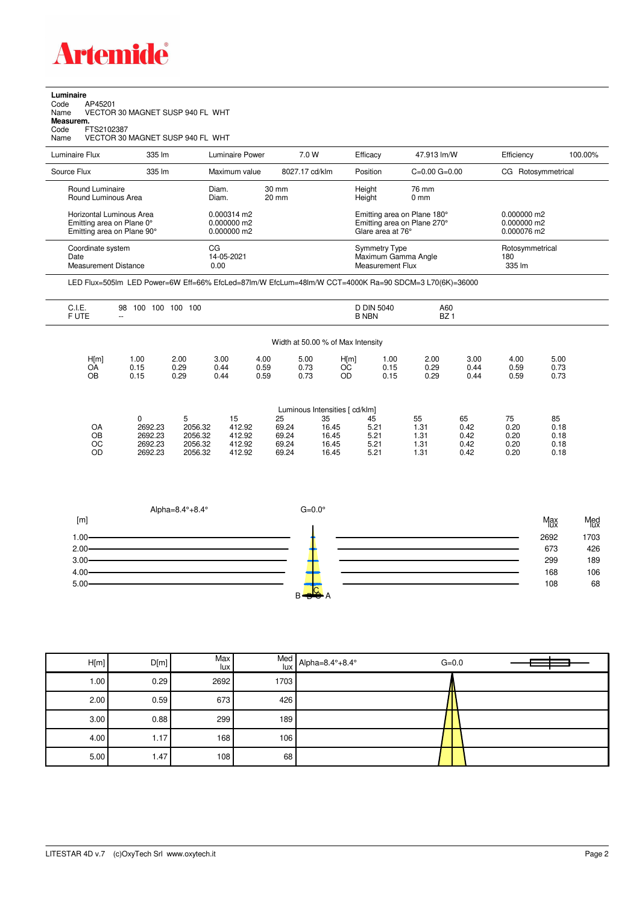Artemide

**Luminaire**
Code AP45201
Name VECTOR 30 MAGNET SUSP 940 FL WHT
**Measurem.**
Code FTS2102387
Name VECTOR 30 MAGNET SUSP 940 FL WHT

| | | | | | | | |
|---|---|---|---|---|---|---|---|
| Luminaire Flux | 335 lm | Luminaire Power | 7.0 W | Efficacy | 47.913 lm/W | Efficiency | 100.00% |
| Source Flux | 335 lm | Maximum value | 8027.17 cd/klm | Position | C=0.00 G=0.00 | CG Rotosymmetrical | |

| | | | | | |
|---|---|---|---|---|---|
| Round Luminaire | Diam. | 30 mm | Height | 76 mm | |
| Round Luminous Area | Diam. | 20 mm | Height | 0 mm | |
| Horizontal Luminous Area | 0.000314 m2 | | Emitting area on Plane 180° | | 0.000000 m2 |
| Emitting area on Plane 0° | 0.000000 m2 | | Emitting area on Plane 270° | | 0.000000 m2 |
| Emitting area on Plane 90° | 0.000000 m2 | | Glare area at 76° | | 0.000076 m2 |

| | | | |
|---|---|---|---|
| Coordinate system | CG | Symmetry Type | Rotosymmetrical |
| Date | 14-05-2021 | Maximum Gamma Angle | 180 |
| Measurement Distance | 0.00 | Measurement Flux | 335 lm |

LED Flux=505lm LED Power=6W Eff=66% EfcLed=87lm/W EfcLum=48lm/W CCT=4000K Ra=90 SDCM=3 L70(6K)=36000

| | | | |
|---|---|---|---|
| C.I.E. | 98 100 100 100 100 | D DIN 5040 | A60 |
| F UTE | -- | B NBN | BZ 1 |

Width at 50.00 % of Max Intensity

| H[m] | 1.00 | 2.00 | 3.00 | 4.00 | 5.00 | H[m] | 1.00 | 2.00 | 3.00 | 4.00 | 5.00 |
|---|---|---|---|---|---|---|---|---|---|---|---|
| OA | 0.15 | 0.29 | 0.44 | 0.59 | 0.73 | OC | 0.15 | 0.29 | 0.44 | 0.59 | 0.73 |
| OB | 0.15 | 0.29 | 0.44 | 0.59 | 0.73 | OD | 0.15 | 0.29 | 0.44 | 0.59 | 0.73 |

Luminous Intensities [ cd/klm]

| | 0 | 5 | 15 | 25 | 35 | 45 | 55 | 65 | 75 | 85 |
|---|---|---|---|---|---|---|---|---|---|---|
| OA | 2692.23 | 2056.32 | 412.92 | 69.24 | 16.45 | 5.21 | 1.31 | 0.42 | 0.20 | 0.18 |
| OB | 2692.23 | 2056.32 | 412.92 | 69.24 | 16.45 | 5.21 | 1.31 | 0.42 | 0.20 | 0.18 |
| OC | 2692.23 | 2056.32 | 412.92 | 69.24 | 16.45 | 5.21 | 1.31 | 0.42 | 0.20 | 0.18 |
| OD | 2692.23 | 2056.32 | 412.92 | 69.24 | 16.45 | 5.21 | 1.31 | 0.42 | 0.20 | 0.18 |

Alpha=8.4°+8.4°
G=0.0°
[m]
Max lux
Med lux
1.00 2692 1703
2.00 673 426
3.00 299 189
4.00 168 106
5.00 108 68
B D C A

| H[m] | D[m] | Max lux | Med lux | Alpha=8.4°+8.4° G=0.0 |
|---|---|---|---|---|
| 1.00 | 0.29 | 2692 | 1703 | |
| 2.00 | 0.59 | 673 | 426 | |
| 3.00 | 0.88 | 299 | 189 | |
| 4.00 | 1.17 | 168 | 106 | |
| 5.00 | 1.47 | 108 | 68 | |

LITESTAR 4D v.7 (c)OxyTech Srl www.oxytech.it